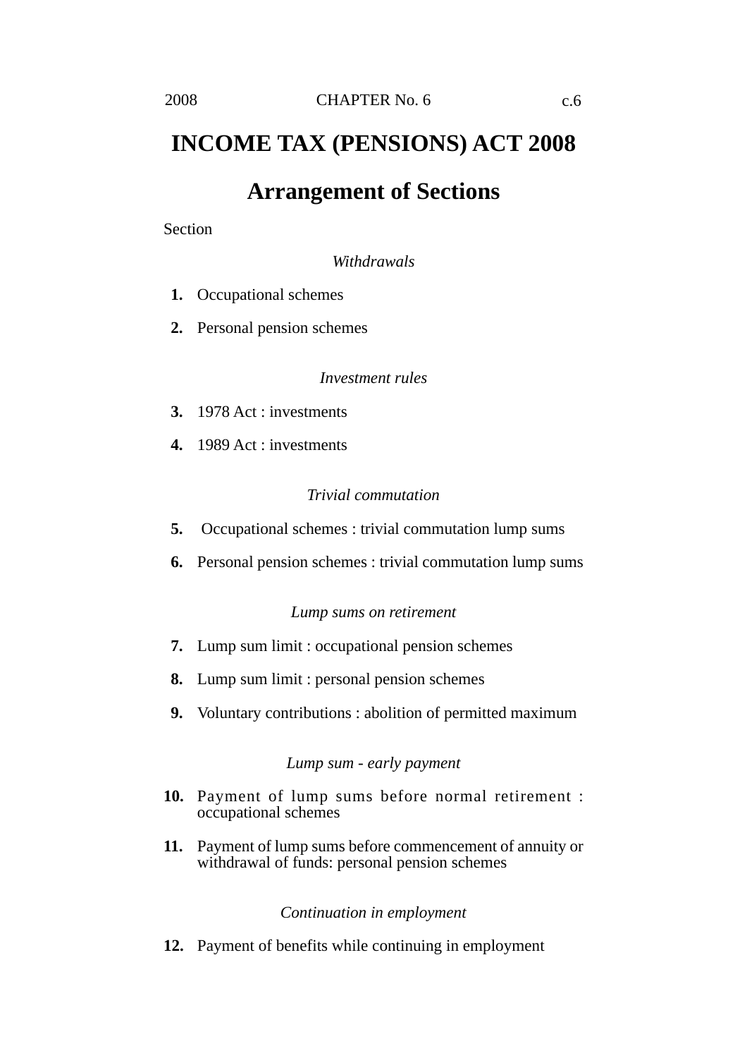# INCOME TAX (PENSIONS) ACT 2008

## Arrangement of Sections

Section

*Withdrawals*

**1.** Occupational schemes

**2.** Personal pension schemes

*Investment rules*

**3.** 1978 Act : investments

**4.** 1989 Act : investments

*Trivial commutation*

**5.** Occupational schemes : trivial commutation lump sums

**6.** Personal pension schemes : trivial commutation lump sums

*Lump sums on retirement*

**7.** Lump sum limit : occupational pension schemes

**8.** Lump sum limit : personal pension schemes

**9.** Voluntary contributions : abolition of permitted maximum

*Lump sum - early payment*

**10.** Payment of lump sums before normal retirement : occupational schemes

**11.** Payment of lump sums before commencement of annuity or withdrawal of funds: personal pension schemes

*Continuation in employment*

**12.** Payment of benefits while continuing in employment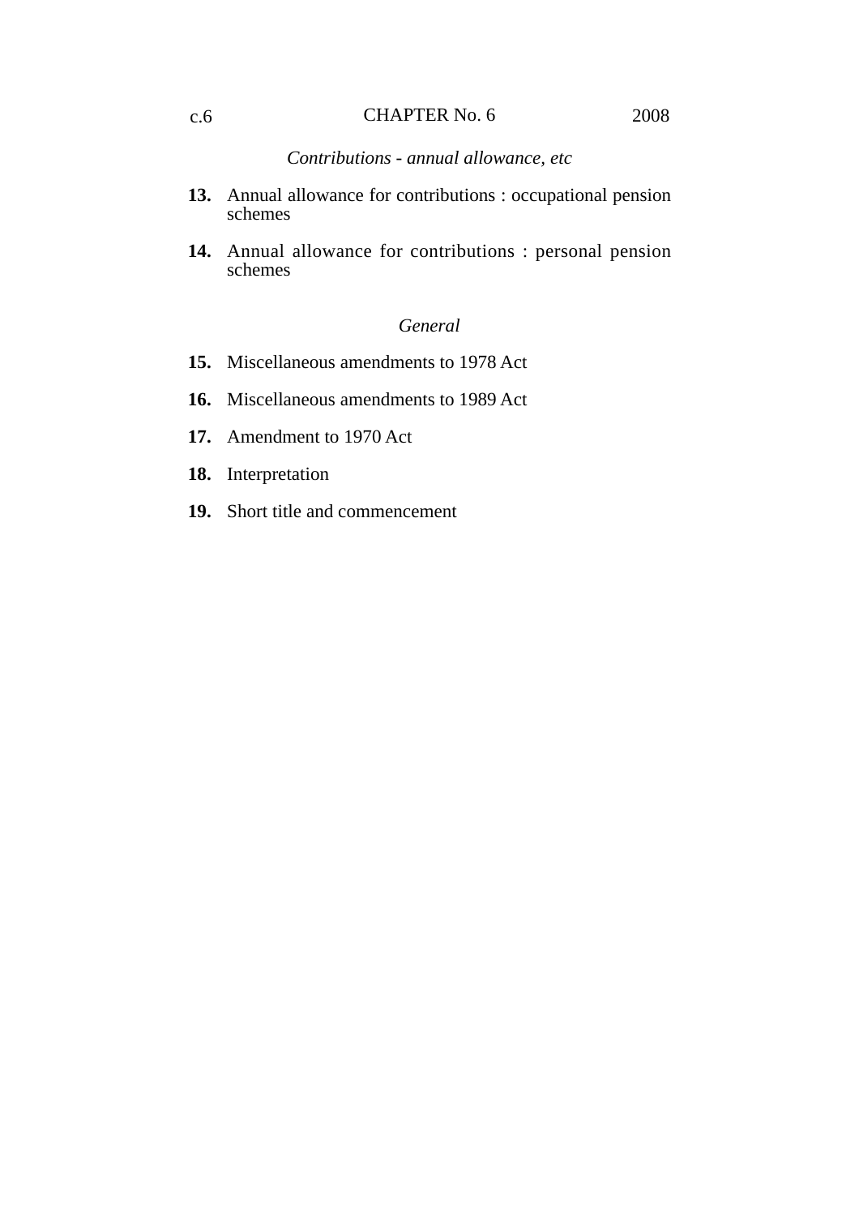*Contributions - annual allowance, etc*

**13.** Annual allowance for contributions : occupational pension schemes

**14.** Annual allowance for contributions : personal pension schemes

*General*

**15.** Miscellaneous amendments to 1978 Act

**16.** Miscellaneous amendments to 1989 Act

**17.** Amendment to 1970 Act

**18.** Interpretation

**19.** Short title and commencement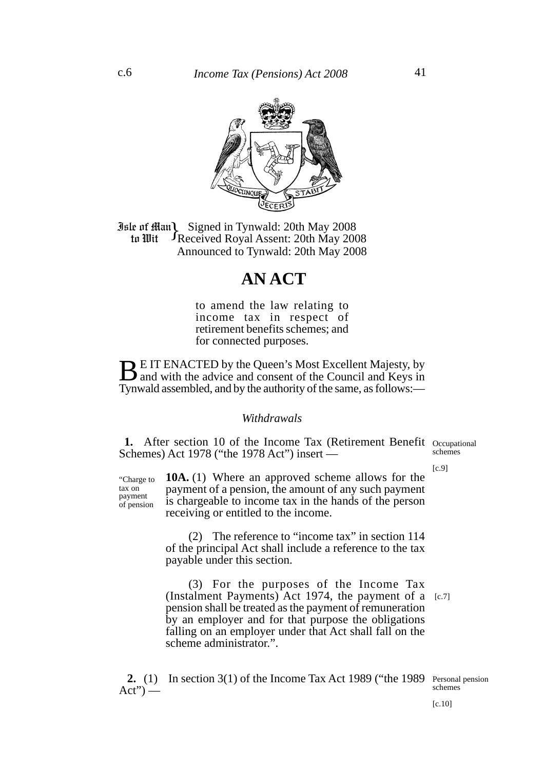Isle of Man to Wit } Signed in Tynwald: 20th May 2008
Received Royal Assent: 20th May 2008
Announced to Tynwald: 20th May 2008

# AN ACT

to amend the law relating to income tax in respect of retirement benefits schemes; and for connected purposes.

BE IT ENACTED by the Queen's Most Excellent Majesty, by and with the advice and consent of the Council and Keys in Tynwald assembled, and by the authority of the same, as follows:—

*Withdrawals*

Occupational schemes

[c.9]

**1.** After section 10 of the Income Tax (Retirement Benefit Schemes) Act 1978 ("the 1978 Act") insert —

"Charge to tax on payment of pension

**10A.** (1) Where an approved scheme allows for the payment of a pension, the amount of any such payment is chargeable to income tax in the hands of the person receiving or entitled to the income.

(2) The reference to "income tax" in section 114 of the principal Act shall include a reference to the tax payable under this section.

[c.7]

(3) For the purposes of the Income Tax (Instalment Payments) Act 1974, the payment of a pension shall be treated as the payment of remuneration by an employer and for that purpose the obligations falling on an employer under that Act shall fall on the scheme administrator.".

Personal pension schemes

[c.10]

**2.** (1) In section 3(1) of the Income Tax Act 1989 ("the 1989 Act") —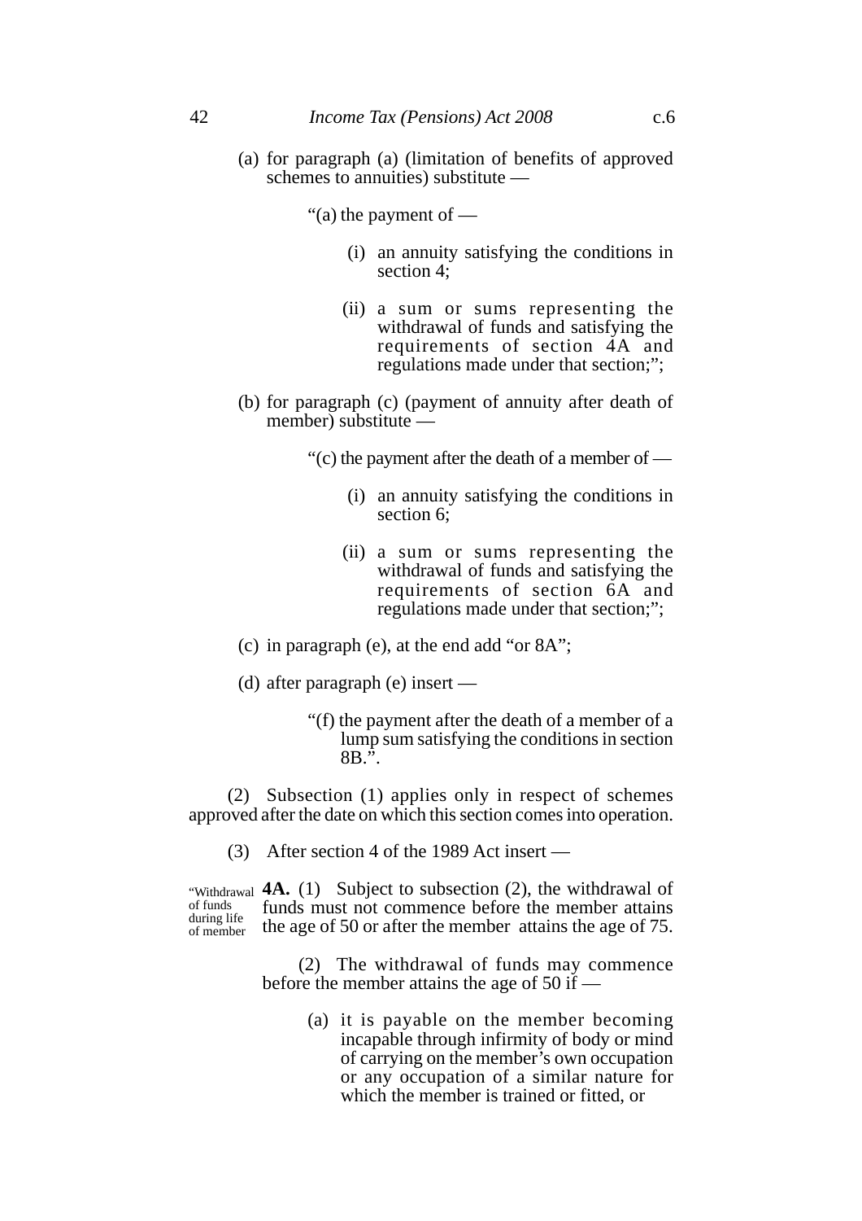(a) for paragraph (a) (limitation of benefits of approved schemes to annuities) substitute —

"(a) the payment of —

(i) an annuity satisfying the conditions in section 4;

(ii) a sum or sums representing the withdrawal of funds and satisfying the requirements of section 4A and regulations made under that section;";

(b) for paragraph (c) (payment of annuity after death of member) substitute —

"(c) the payment after the death of a member of —

(i) an annuity satisfying the conditions in section 6;

(ii) a sum or sums representing the withdrawal of funds and satisfying the requirements of section 6A and regulations made under that section;";

(c) in paragraph (e), at the end add "or 8A";

(d) after paragraph (e) insert —

"(f) the payment after the death of a member of a lump sum satisfying the conditions in section 8B.".

(2) Subsection (1) applies only in respect of schemes approved after the date on which this section comes into operation.

(3) After section 4 of the 1989 Act insert —

"Withdrawal of funds during life of member

**4A.** (1) Subject to subsection (2), the withdrawal of funds must not commence before the member attains the age of 50 or after the member attains the age of 75.

(2) The withdrawal of funds may commence before the member attains the age of 50 if —

(a) it is payable on the member becoming incapable through infirmity of body or mind of carrying on the member's own occupation or any occupation of a similar nature for which the member is trained or fitted, or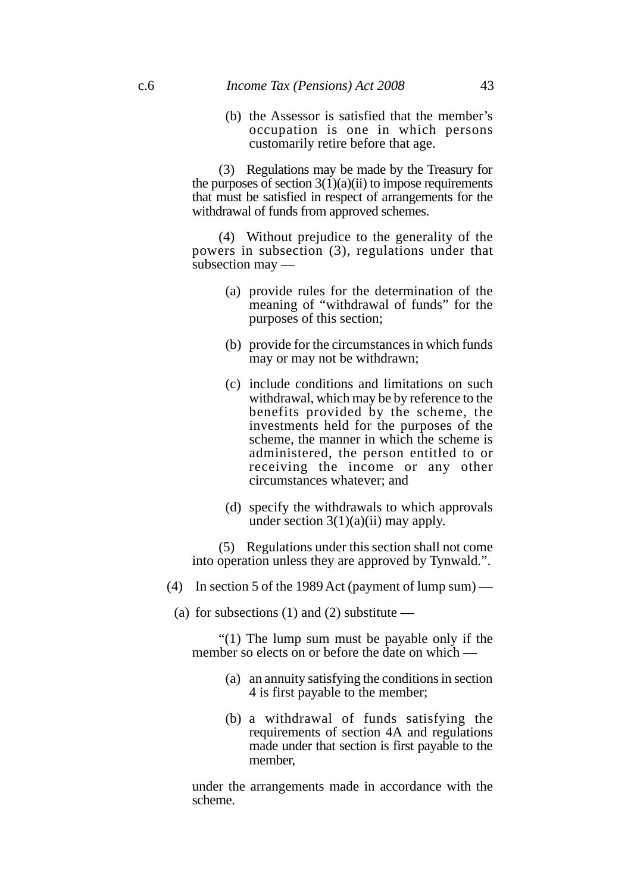(b) the Assessor is satisfied that the member's occupation is one in which persons customarily retire before that age.

(3) Regulations may be made by the Treasury for the purposes of section 3(1)(a)(ii) to impose requirements that must be satisfied in respect of arrangements for the withdrawal of funds from approved schemes.

(4) Without prejudice to the generality of the powers in subsection (3), regulations under that subsection may —

(a) provide rules for the determination of the meaning of "withdrawal of funds" for the purposes of this section;

(b) provide for the circumstances in which funds may or may not be withdrawn;

(c) include conditions and limitations on such withdrawal, which may be by reference to the benefits provided by the scheme, the investments held for the purposes of the scheme, the manner in which the scheme is administered, the person entitled to or receiving the income or any other circumstances whatever; and

(d) specify the withdrawals to which approvals under section 3(1)(a)(ii) may apply.

(5) Regulations under this section shall not come into operation unless they are approved by Tynwald.".

(4) In section 5 of the 1989 Act (payment of lump sum) —

(a) for subsections (1) and (2) substitute —

"(1) The lump sum must be payable only if the member so elects on or before the date on which —

(a) an annuity satisfying the conditions in section 4 is first payable to the member;

(b) a withdrawal of funds satisfying the requirements of section 4A and regulations made under that section is first payable to the member,

under the arrangements made in accordance with the scheme.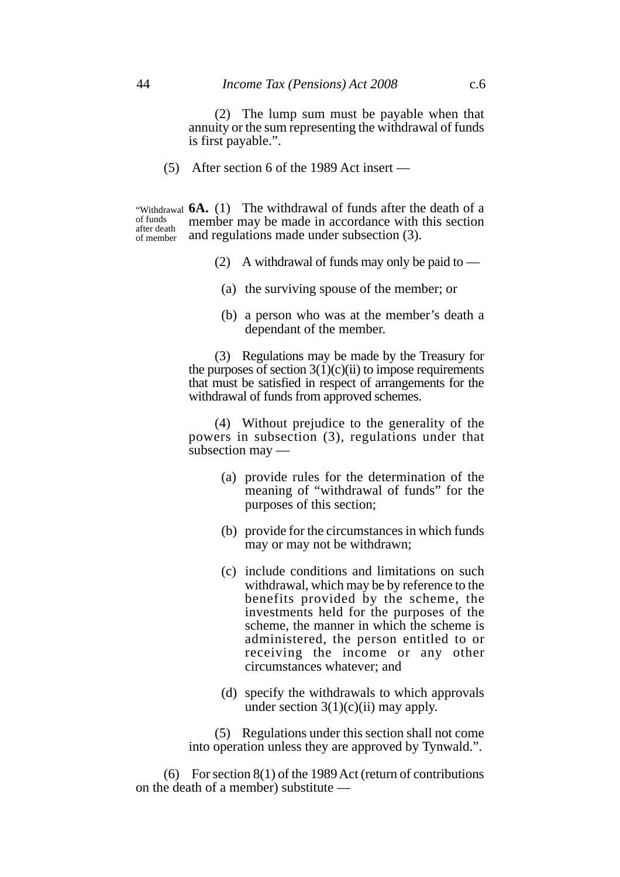(2) The lump sum must be payable when that annuity or the sum representing the withdrawal of funds is first payable.".

(5) After section 6 of the 1989 Act insert —

"Withdrawal of funds after death of member

**6A.** (1) The withdrawal of funds after the death of a member may be made in accordance with this section and regulations made under subsection (3).

(2) A withdrawal of funds may only be paid to —

(a) the surviving spouse of the member; or

(b) a person who was at the member's death a dependant of the member.

(3) Regulations may be made by the Treasury for the purposes of section 3(1)(c)(ii) to impose requirements that must be satisfied in respect of arrangements for the withdrawal of funds from approved schemes.

(4) Without prejudice to the generality of the powers in subsection (3), regulations under that subsection may —

(a) provide rules for the determination of the meaning of "withdrawal of funds" for the purposes of this section;

(b) provide for the circumstances in which funds may or may not be withdrawn;

(c) include conditions and limitations on such withdrawal, which may be by reference to the benefits provided by the scheme, the investments held for the purposes of the scheme, the manner in which the scheme is administered, the person entitled to or receiving the income or any other circumstances whatever; and

(d) specify the withdrawals to which approvals under section 3(1)(c)(ii) may apply.

(5) Regulations under this section shall not come into operation unless they are approved by Tynwald.".

(6) For section 8(1) of the 1989 Act (return of contributions on the death of a member) substitute —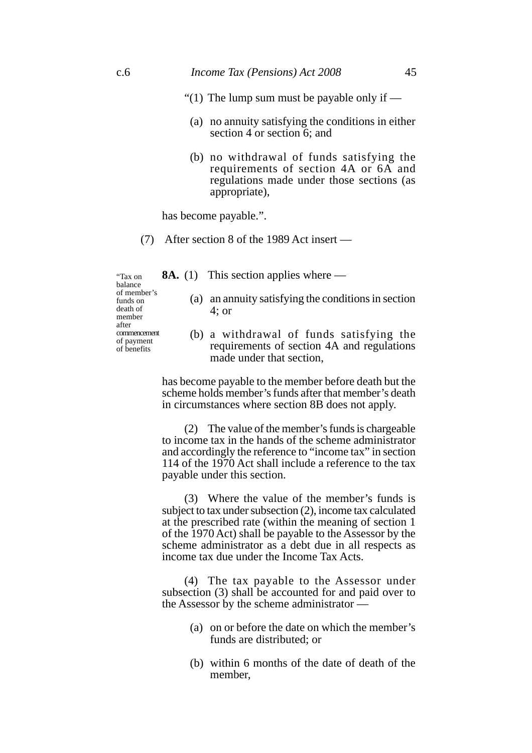"(1) The lump sum must be payable only if —

(a) no annuity satisfying the conditions in either section 4 or section 6; and

(b) no withdrawal of funds satisfying the requirements of section 4A or 6A and regulations made under those sections (as appropriate),

has become payable.".

(7) After section 8 of the 1989 Act insert —

"Tax on balance of member's funds on death of member after commencement of payment of benefits

**8A.** (1) This section applies where —

(a) an annuity satisfying the conditions in section 4; or

(b) a withdrawal of funds satisfying the requirements of section 4A and regulations made under that section,

has become payable to the member before death but the scheme holds member's funds after that member's death in circumstances where section 8B does not apply.

(2) The value of the member's funds is chargeable to income tax in the hands of the scheme administrator and accordingly the reference to "income tax" in section 114 of the 1970 Act shall include a reference to the tax payable under this section.

(3) Where the value of the member's funds is subject to tax under subsection (2), income tax calculated at the prescribed rate (within the meaning of section 1 of the 1970 Act) shall be payable to the Assessor by the scheme administrator as a debt due in all respects as income tax due under the Income Tax Acts.

(4) The tax payable to the Assessor under subsection (3) shall be accounted for and paid over to the Assessor by the scheme administrator —

(a) on or before the date on which the member's funds are distributed; or

(b) within 6 months of the date of death of the member,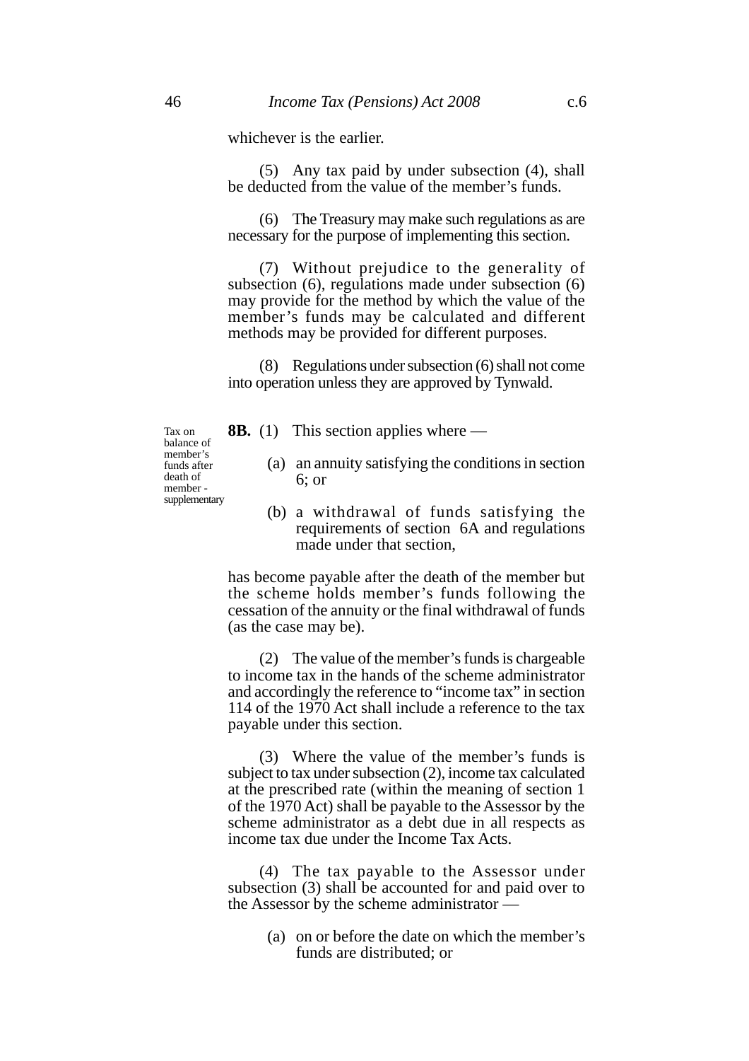whichever is the earlier.

(5) Any tax paid by under subsection (4), shall be deducted from the value of the member's funds.

(6) The Treasury may make such regulations as are necessary for the purpose of implementing this section.

(7) Without prejudice to the generality of subsection (6), regulations made under subsection (6) may provide for the method by which the value of the member's funds may be calculated and different methods may be provided for different purposes.

(8) Regulations under subsection (6) shall not come into operation unless they are approved by Tynwald.

*Tax on balance of member's funds after death of member - supplementary*

**8B.** (1) This section applies where —

(a) an annuity satisfying the conditions in section 6; or

(b) a withdrawal of funds satisfying the requirements of section 6A and regulations made under that section,

has become payable after the death of the member but the scheme holds member's funds following the cessation of the annuity or the final withdrawal of funds (as the case may be).

(2) The value of the member's funds is chargeable to income tax in the hands of the scheme administrator and accordingly the reference to "income tax" in section 114 of the 1970 Act shall include a reference to the tax payable under this section.

(3) Where the value of the member's funds is subject to tax under subsection (2), income tax calculated at the prescribed rate (within the meaning of section 1 of the 1970 Act) shall be payable to the Assessor by the scheme administrator as a debt due in all respects as income tax due under the Income Tax Acts.

(4) The tax payable to the Assessor under subsection (3) shall be accounted for and paid over to the Assessor by the scheme administrator —

(a) on or before the date on which the member's funds are distributed; or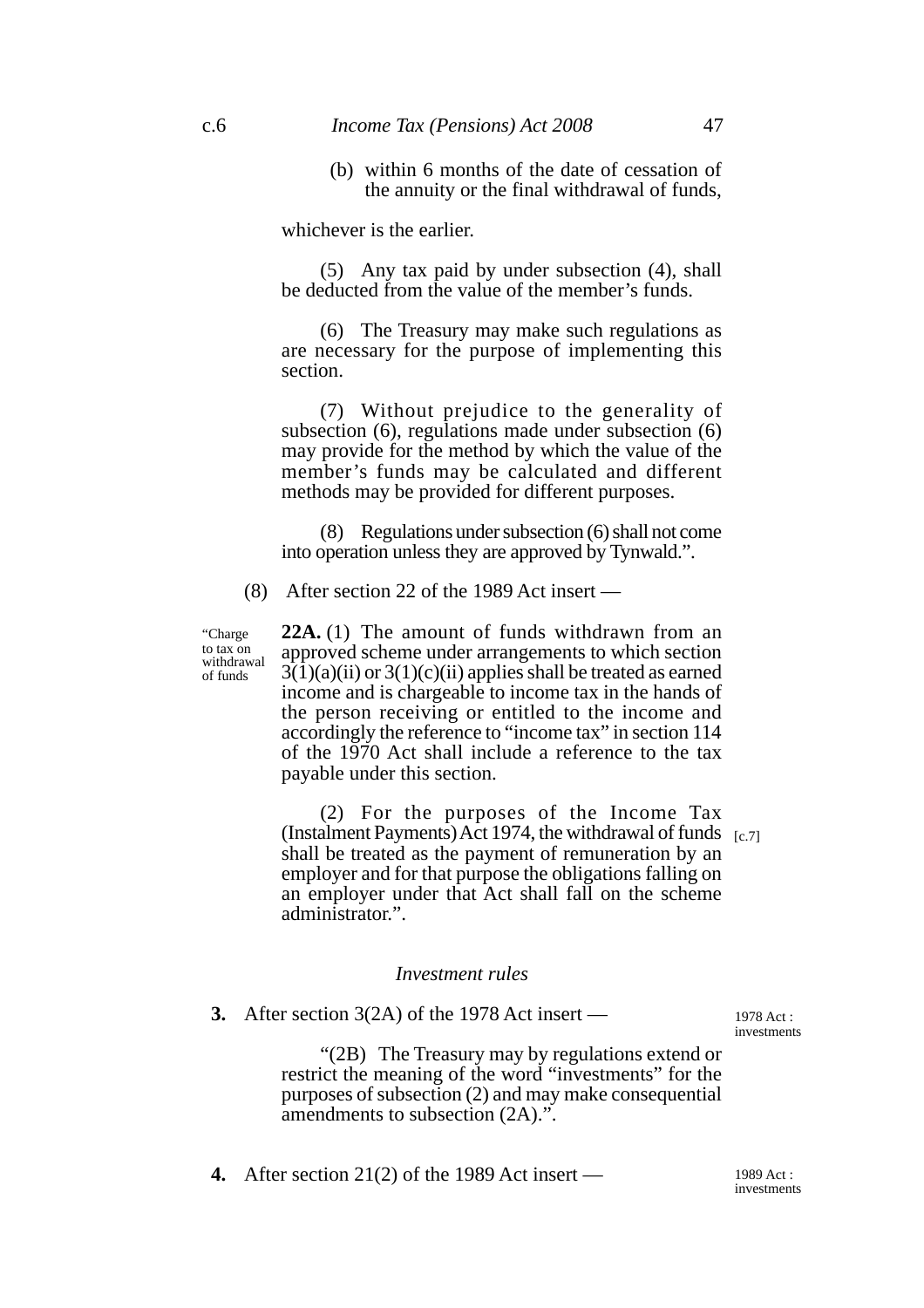(b) within 6 months of the date of cessation of the annuity or the final withdrawal of funds,

whichever is the earlier.

(5) Any tax paid by under subsection (4), shall be deducted from the value of the member's funds.

(6) The Treasury may make such regulations as are necessary for the purpose of implementing this section.

(7) Without prejudice to the generality of subsection (6), regulations made under subsection (6) may provide for the method by which the value of the member's funds may be calculated and different methods may be provided for different purposes.

(8) Regulations under subsection (6) shall not come into operation unless they are approved by Tynwald.".

(8) After section 22 of the 1989 Act insert —

"Charge to tax on withdrawal of funds

**22A.** (1) The amount of funds withdrawn from an approved scheme under arrangements to which section 3(1)(a)(ii) or 3(1)(c)(ii) applies shall be treated as earned income and is chargeable to income tax in the hands of the person receiving or entitled to the income and accordingly the reference to "income tax" in section 114 of the 1970 Act shall include a reference to the tax payable under this section.

(2) For the purposes of the Income Tax (Instalment Payments) Act 1974, the withdrawal of funds shall be treated as the payment of remuneration by an employer and for that purpose the obligations falling on an employer under that Act shall fall on the scheme administrator.". [c.7]

*Investment rules*

**3.** After section 3(2A) of the 1978 Act insert —

1978 Act : investments

"(2B) The Treasury may by regulations extend or restrict the meaning of the word "investments" for the purposes of subsection (2) and may make consequential amendments to subsection (2A).".

**4.** After section 21(2) of the 1989 Act insert —

1989 Act : investments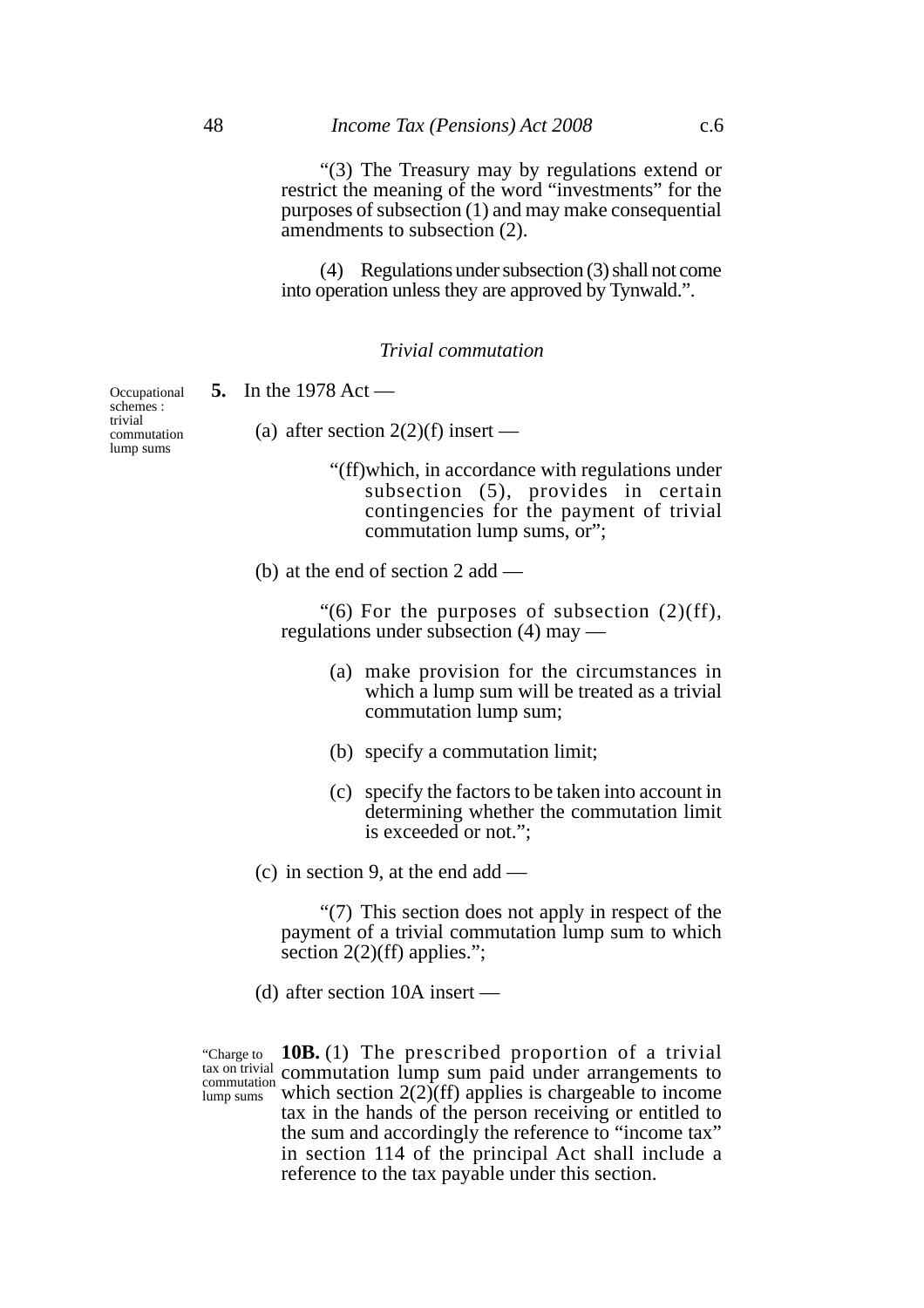"(3) The Treasury may by regulations extend or restrict the meaning of the word "investments" for the purposes of subsection (1) and may make consequential amendments to subsection (2).

(4) Regulations under subsection (3) shall not come into operation unless they are approved by Tynwald.".

*Trivial commutation*

Occupational schemes : trivial commutation lump sums

**5.** In the 1978 Act —

(a) after section 2(2)(f) insert —

"(ff)which, in accordance with regulations under subsection (5), provides in certain contingencies for the payment of trivial commutation lump sums, or";

(b) at the end of section 2 add —

"(6) For the purposes of subsection (2)(ff), regulations under subsection (4) may —

(a) make provision for the circumstances in which a lump sum will be treated as a trivial commutation lump sum;

(b) specify a commutation limit;

(c) specify the factors to be taken into account in determining whether the commutation limit is exceeded or not.";

(c) in section 9, at the end add —

"(7) This section does not apply in respect of the payment of a trivial commutation lump sum to which section 2(2)(ff) applies.";

(d) after section 10A insert —

"Charge to tax on trivial commutation lump sums

**10B.** (1) The prescribed proportion of a trivial commutation lump sum paid under arrangements to which section 2(2)(ff) applies is chargeable to income tax in the hands of the person receiving or entitled to the sum and accordingly the reference to "income tax" in section 114 of the principal Act shall include a reference to the tax payable under this section.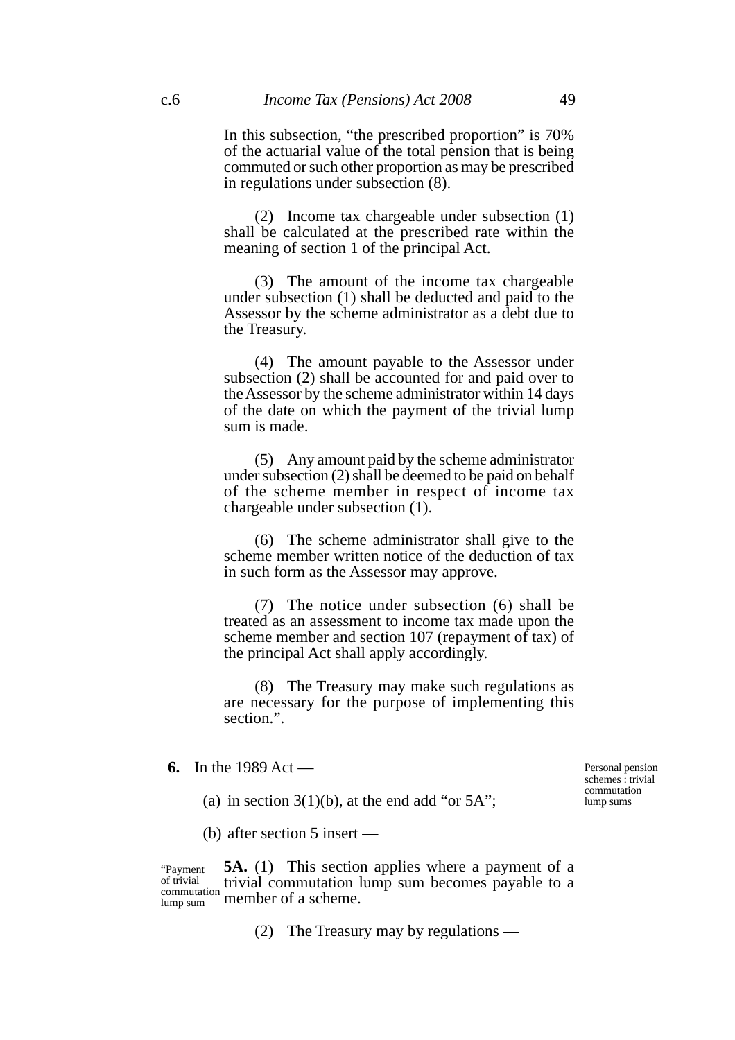In this subsection, "the prescribed proportion" is 70% of the actuarial value of the total pension that is being commuted or such other proportion as may be prescribed in regulations under subsection (8).

(2) Income tax chargeable under subsection (1) shall be calculated at the prescribed rate within the meaning of section 1 of the principal Act.

(3) The amount of the income tax chargeable under subsection (1) shall be deducted and paid to the Assessor by the scheme administrator as a debt due to the Treasury.

(4) The amount payable to the Assessor under subsection (2) shall be accounted for and paid over to the Assessor by the scheme administrator within 14 days of the date on which the payment of the trivial lump sum is made.

(5) Any amount paid by the scheme administrator under subsection (2) shall be deemed to be paid on behalf of the scheme member in respect of income tax chargeable under subsection (1).

(6) The scheme administrator shall give to the scheme member written notice of the deduction of tax in such form as the Assessor may approve.

(7) The notice under subsection (6) shall be treated as an assessment to income tax made upon the scheme member and section 107 (repayment of tax) of the principal Act shall apply accordingly.

(8) The Treasury may make such regulations as are necessary for the purpose of implementing this section.".

*Personal pension schemes : trivial commutation lump sums*

**6.** In the 1989 Act —

(a) in section 3(1)(b), at the end add "or 5A";

(b) after section 5 insert —

*"Payment of trivial commutation lump sum*

**5A.** (1) This section applies where a payment of a trivial commutation lump sum becomes payable to a member of a scheme.

(2) The Treasury may by regulations —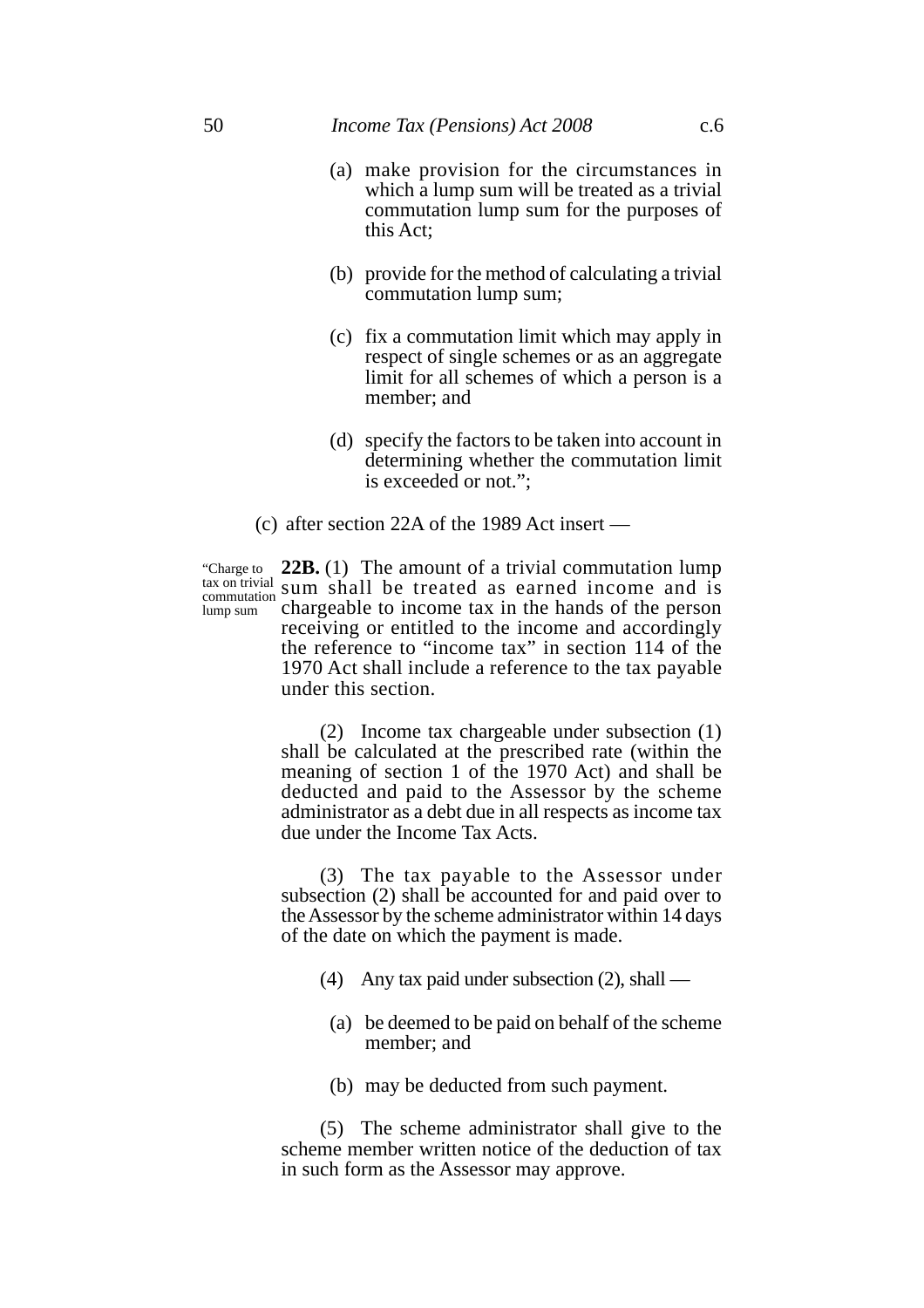(a) make provision for the circumstances in which a lump sum will be treated as a trivial commutation lump sum for the purposes of this Act;

(b) provide for the method of calculating a trivial commutation lump sum;

(c) fix a commutation limit which may apply in respect of single schemes or as an aggregate limit for all schemes of which a person is a member; and

(d) specify the factors to be taken into account in determining whether the commutation limit is exceeded or not.";

(c) after section 22A of the 1989 Act insert —

"Charge to tax on trivial commutation lump sum

**22B.** (1) The amount of a trivial commutation lump sum shall be treated as earned income and is chargeable to income tax in the hands of the person receiving or entitled to the income and accordingly the reference to "income tax" in section 114 of the 1970 Act shall include a reference to the tax payable under this section.

(2) Income tax chargeable under subsection (1) shall be calculated at the prescribed rate (within the meaning of section 1 of the 1970 Act) and shall be deducted and paid to the Assessor by the scheme administrator as a debt due in all respects as income tax due under the Income Tax Acts.

(3) The tax payable to the Assessor under subsection (2) shall be accounted for and paid over to the Assessor by the scheme administrator within 14 days of the date on which the payment is made.

(4) Any tax paid under subsection (2), shall —

(a) be deemed to be paid on behalf of the scheme member; and

(b) may be deducted from such payment.

(5) The scheme administrator shall give to the scheme member written notice of the deduction of tax in such form as the Assessor may approve.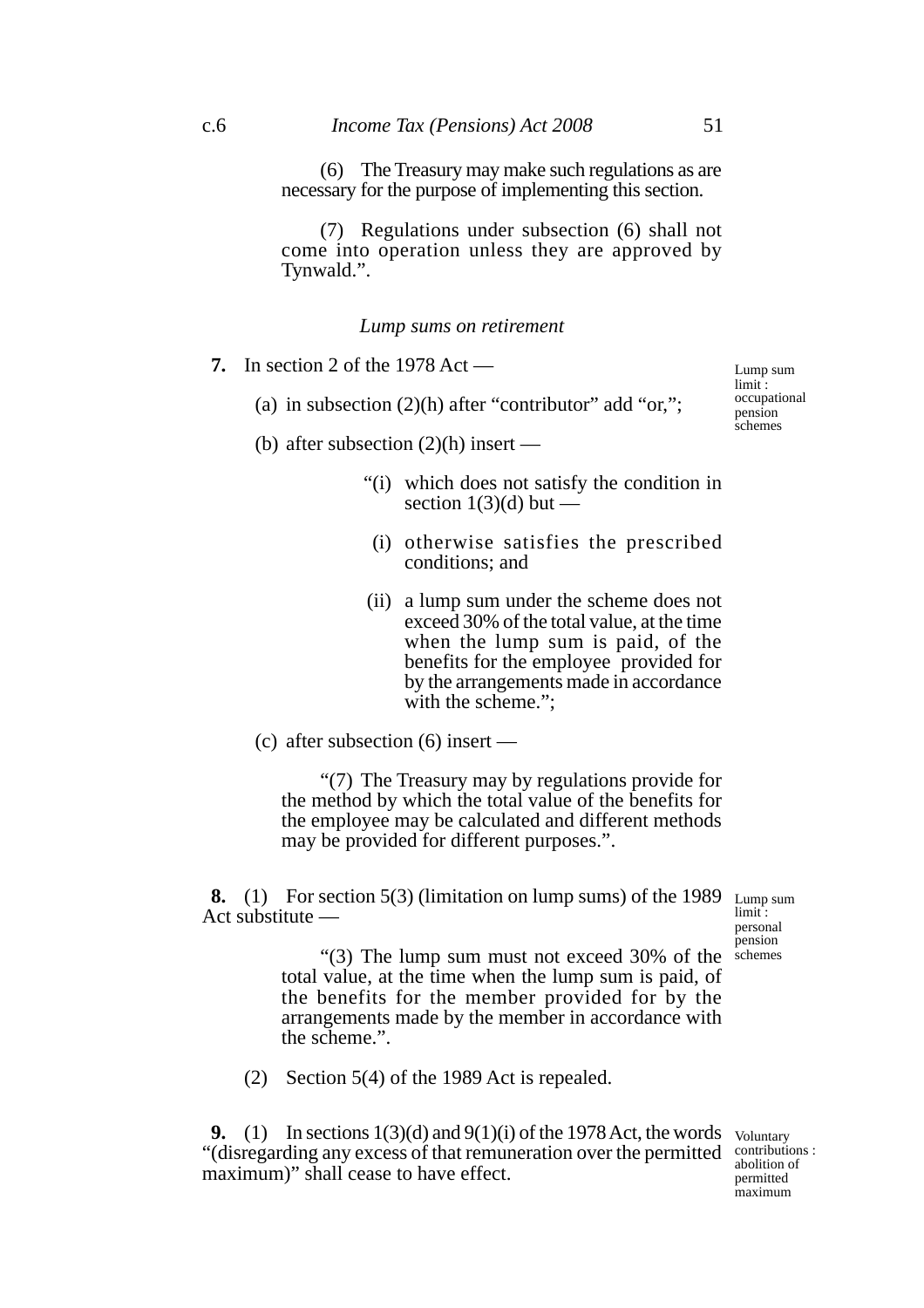(6) The Treasury may make such regulations as are necessary for the purpose of implementing this section.

(7) Regulations under subsection (6) shall not come into operation unless they are approved by Tynwald.".

*Lump sums on retirement*

**7.** In section 2 of the 1978 Act —

Lump sum limit : occupational pension schemes

(a) in subsection (2)(h) after "contributor" add "or,";

(b) after subsection (2)(h) insert —

"(i) which does not satisfy the condition in section 1(3)(d) but —

(i) otherwise satisfies the prescribed conditions; and

(ii) a lump sum under the scheme does not exceed 30% of the total value, at the time when the lump sum is paid, of the benefits for the employee provided for by the arrangements made in accordance with the scheme.";

(c) after subsection (6) insert —

"(7) The Treasury may by regulations provide for the method by which the total value of the benefits for the employee may be calculated and different methods may be provided for different purposes.".

**8.** (1) For section 5(3) (limitation on lump sums) of the 1989 Act substitute —

Lump sum limit : personal pension schemes

"(3) The lump sum must not exceed 30% of the total value, at the time when the lump sum is paid, of the benefits for the member provided for by the arrangements made by the member in accordance with the scheme.".

(2) Section 5(4) of the 1989 Act is repealed.

**9.** (1) In sections 1(3)(d) and 9(1)(i) of the 1978 Act, the words "(disregarding any excess of that remuneration over the permitted maximum)" shall cease to have effect.

Voluntary contributions : abolition of permitted maximum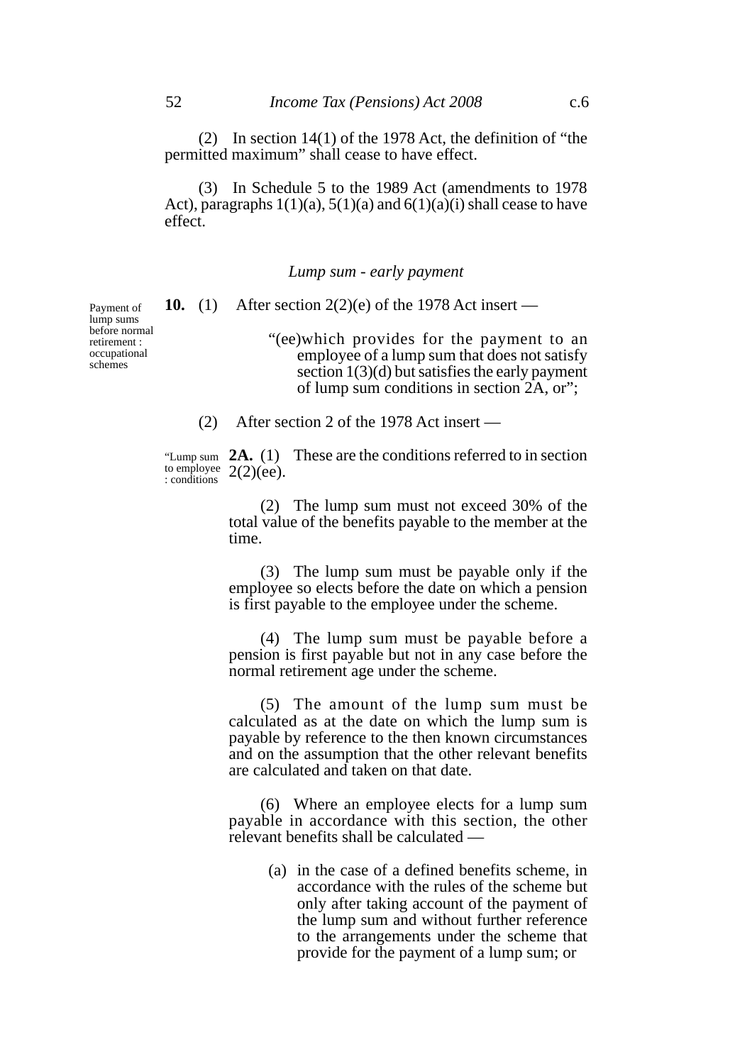(2) In section 14(1) of the 1978 Act, the definition of "the permitted maximum" shall cease to have effect.

(3) In Schedule 5 to the 1989 Act (amendments to 1978 Act), paragraphs 1(1)(a), 5(1)(a) and 6(1)(a)(i) shall cease to have effect.

*Lump sum - early payment*

Payment of lump sums before normal retirement : occupational schemes

**10.** (1) After section 2(2)(e) of the 1978 Act insert —

> "(ee)which provides for the payment to an employee of a lump sum that does not satisfy section 1(3)(d) but satisfies the early payment of lump sum conditions in section 2A, or";

(2) After section 2 of the 1978 Act insert —

"Lump sum to employee : conditions

> **2A.** (1) These are the conditions referred to in section 2(2)(ee).
>
> (2) The lump sum must not exceed 30% of the total value of the benefits payable to the member at the time.
>
> (3) The lump sum must be payable only if the employee so elects before the date on which a pension is first payable to the employee under the scheme.
>
> (4) The lump sum must be payable before a pension is first payable but not in any case before the normal retirement age under the scheme.
>
> (5) The amount of the lump sum must be calculated as at the date on which the lump sum is payable by reference to the then known circumstances and on the assumption that the other relevant benefits are calculated and taken on that date.
>
> (6) Where an employee elects for a lump sum payable in accordance with this section, the other relevant benefits shall be calculated —
>
> (a) in the case of a defined benefits scheme, in accordance with the rules of the scheme but only after taking account of the payment of the lump sum and without further reference to the arrangements under the scheme that provide for the payment of a lump sum; or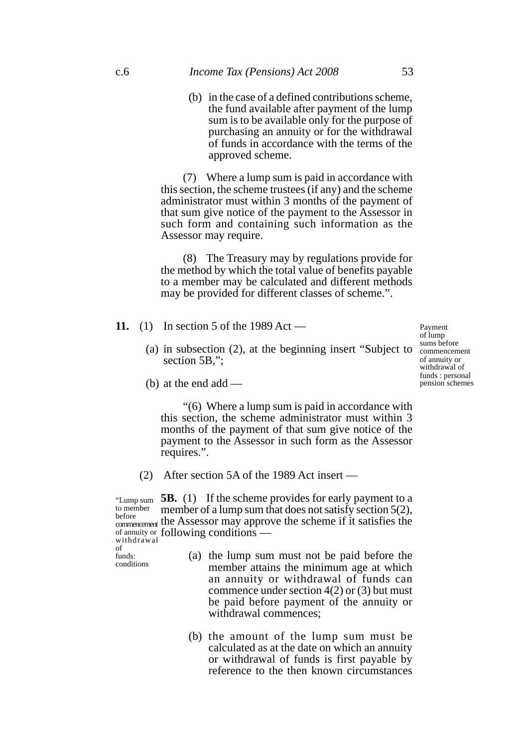(b) in the case of a defined contributions scheme, the fund available after payment of the lump sum is to be available only for the purpose of purchasing an annuity or for the withdrawal of funds in accordance with the terms of the approved scheme.

(7) Where a lump sum is paid in accordance with this section, the scheme trustees (if any) and the scheme administrator must within 3 months of the payment of that sum give notice of the payment to the Assessor in such form and containing such information as the Assessor may require.

(8) The Treasury may by regulations provide for the method by which the total value of benefits payable to a member may be calculated and different methods may be provided for different classes of scheme.".

*Payment of lump sums before commencement of annuity or withdrawal of funds : personal pension schemes*

**11.** (1) In section 5 of the 1989 Act —

(a) in subsection (2), at the beginning insert "Subject to section 5B,";

(b) at the end add —

"(6) Where a lump sum is paid in accordance with this section, the scheme administrator must within 3 months of the payment of that sum give notice of the payment to the Assessor in such form as the Assessor requires.".

(2) After section 5A of the 1989 Act insert —

*"Lump sum to member before commencement of annuity or withdrawal of funds: conditions*

**5B.** (1) If the scheme provides for early payment to a member of a lump sum that does not satisfy section 5(2), the Assessor may approve the scheme if it satisfies the following conditions —

(a) the lump sum must not be paid before the member attains the minimum age at which an annuity or withdrawal of funds can commence under section 4(2) or (3) but must be paid before payment of the annuity or withdrawal commences;

(b) the amount of the lump sum must be calculated as at the date on which an annuity or withdrawal of funds is first payable by reference to the then known circumstances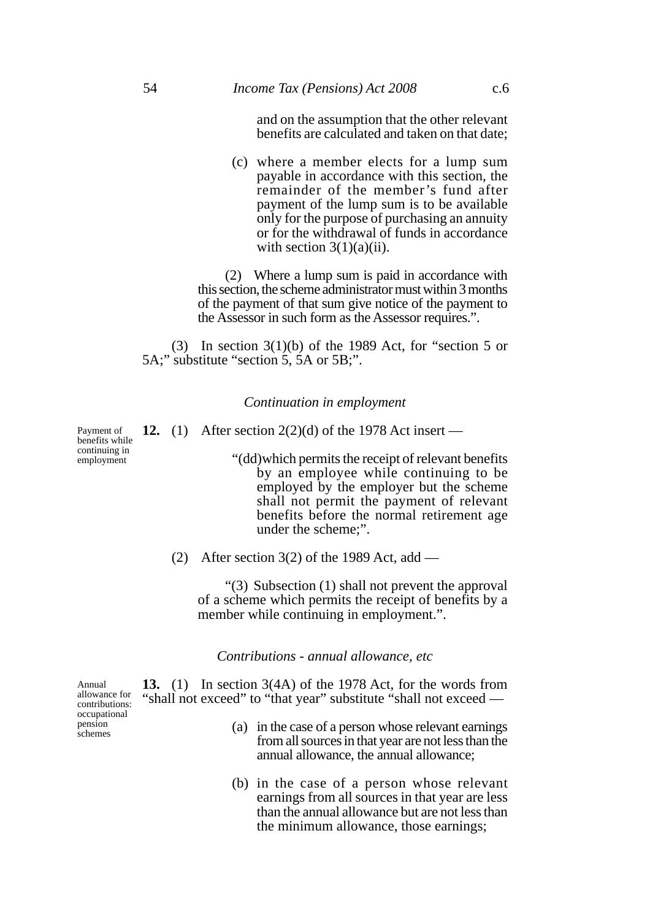and on the assumption that the other relevant benefits are calculated and taken on that date;

(c) where a member elects for a lump sum payable in accordance with this section, the remainder of the member's fund after payment of the lump sum is to be available only for the purpose of purchasing an annuity or for the withdrawal of funds in accordance with section 3(1)(a)(ii).

(2) Where a lump sum is paid in accordance with this section, the scheme administrator must within 3 months of the payment of that sum give notice of the payment to the Assessor in such form as the Assessor requires.".

(3) In section 3(1)(b) of the 1989 Act, for "section 5 or 5A;" substitute "section 5, 5A or 5B;".

*Continuation in employment*

Payment of benefits while continuing in employment

**12.** (1) After section 2(2)(d) of the 1978 Act insert —

"(dd) which permits the receipt of relevant benefits by an employee while continuing to be employed by the employer but the scheme shall not permit the payment of relevant benefits before the normal retirement age under the scheme;".

(2) After section 3(2) of the 1989 Act, add —

"(3) Subsection (1) shall not prevent the approval of a scheme which permits the receipt of benefits by a member while continuing in employment.".

*Contributions - annual allowance, etc*

Annual allowance for contributions: occupational pension schemes

**13.** (1) In section 3(4A) of the 1978 Act, for the words from "shall not exceed" to "that year" substitute "shall not exceed —

(a) in the case of a person whose relevant earnings from all sources in that year are not less than the annual allowance, the annual allowance;

(b) in the case of a person whose relevant earnings from all sources in that year are less than the annual allowance but are not less than the minimum allowance, those earnings;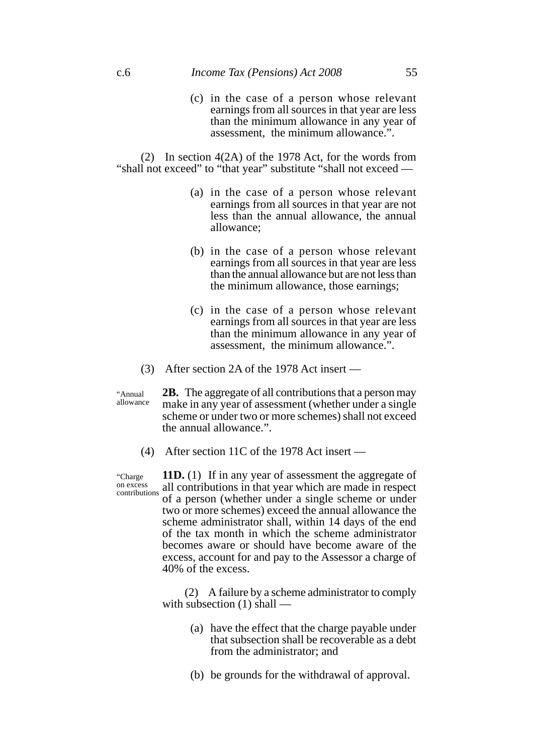(c) in the case of a person whose relevant earnings from all sources in that year are less than the minimum allowance in any year of assessment, the minimum allowance.".

(2) In section 4(2A) of the 1978 Act, for the words from "shall not exceed" to "that year" substitute "shall not exceed —

(a) in the case of a person whose relevant earnings from all sources in that year are not less than the annual allowance, the annual allowance;

(b) in the case of a person whose relevant earnings from all sources in that year are less than the annual allowance but are not less than the minimum allowance, those earnings;

(c) in the case of a person whose relevant earnings from all sources in that year are less than the minimum allowance in any year of assessment, the minimum allowance.".

(3) After section 2A of the 1978 Act insert —

"Annual allowance

**2B.** The aggregate of all contributions that a person may make in any year of assessment (whether under a single scheme or under two or more schemes) shall not exceed the annual allowance.".

(4) After section 11C of the 1978 Act insert —

"Charge on excess contributions

**11D.** (1) If in any year of assessment the aggregate of all contributions in that year which are made in respect of a person (whether under a single scheme or under two or more schemes) exceed the annual allowance the scheme administrator shall, within 14 days of the end of the tax month in which the scheme administrator becomes aware or should have become aware of the excess, account for and pay to the Assessor a charge of 40% of the excess.

(2) A failure by a scheme administrator to comply with subsection (1) shall —

(a) have the effect that the charge payable under that subsection shall be recoverable as a debt from the administrator; and

(b) be grounds for the withdrawal of approval.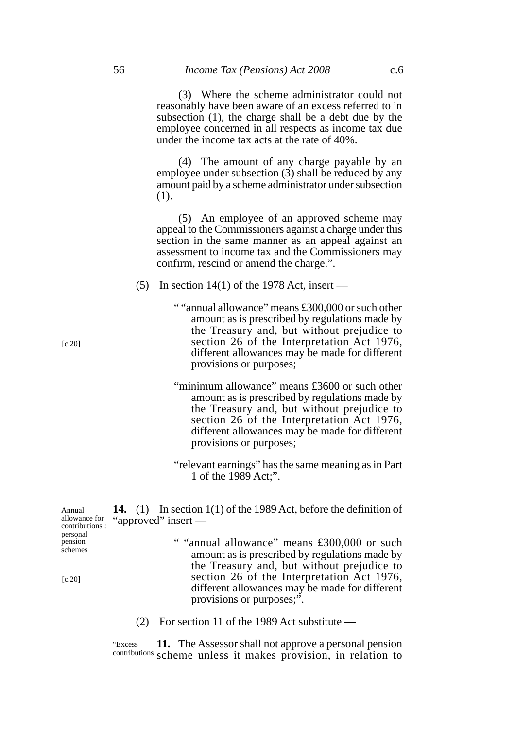(3) Where the scheme administrator could not reasonably have been aware of an excess referred to in subsection (1), the charge shall be a debt due by the employee concerned in all respects as income tax due under the income tax acts at the rate of 40%.

(4) The amount of any charge payable by an employee under subsection (3) shall be reduced by any amount paid by a scheme administrator under subsection (1).

(5) An employee of an approved scheme may appeal to the Commissioners against a charge under this section in the same manner as an appeal against an assessment to income tax and the Commissioners may confirm, rescind or amend the charge.".

(5) In section 14(1) of the 1978 Act, insert —

" "annual allowance" means £300,000 or such other amount as is prescribed by regulations made by the Treasury and, but without prejudice to section 26 of the Interpretation Act 1976, different allowances may be made for different provisions or purposes; [c.20]

"minimum allowance" means £3600 or such other amount as is prescribed by regulations made by the Treasury and, but without prejudice to section 26 of the Interpretation Act 1976, different allowances may be made for different provisions or purposes;

"relevant earnings" has the same meaning as in Part 1 of the 1989 Act;".

*Annual allowance for contributions : personal pension schemes*

**14.** (1) In section 1(1) of the 1989 Act, before the definition of "approved" insert —

" "annual allowance" means £300,000 or such amount as is prescribed by regulations made by the Treasury and, but without prejudice to section 26 of the Interpretation Act 1976, different allowances may be made for different provisions or purposes;". [c.20]

(2) For section 11 of the 1989 Act substitute —

*"Excess contributions*

**11.** The Assessor shall not approve a personal pension scheme unless it makes provision, in relation to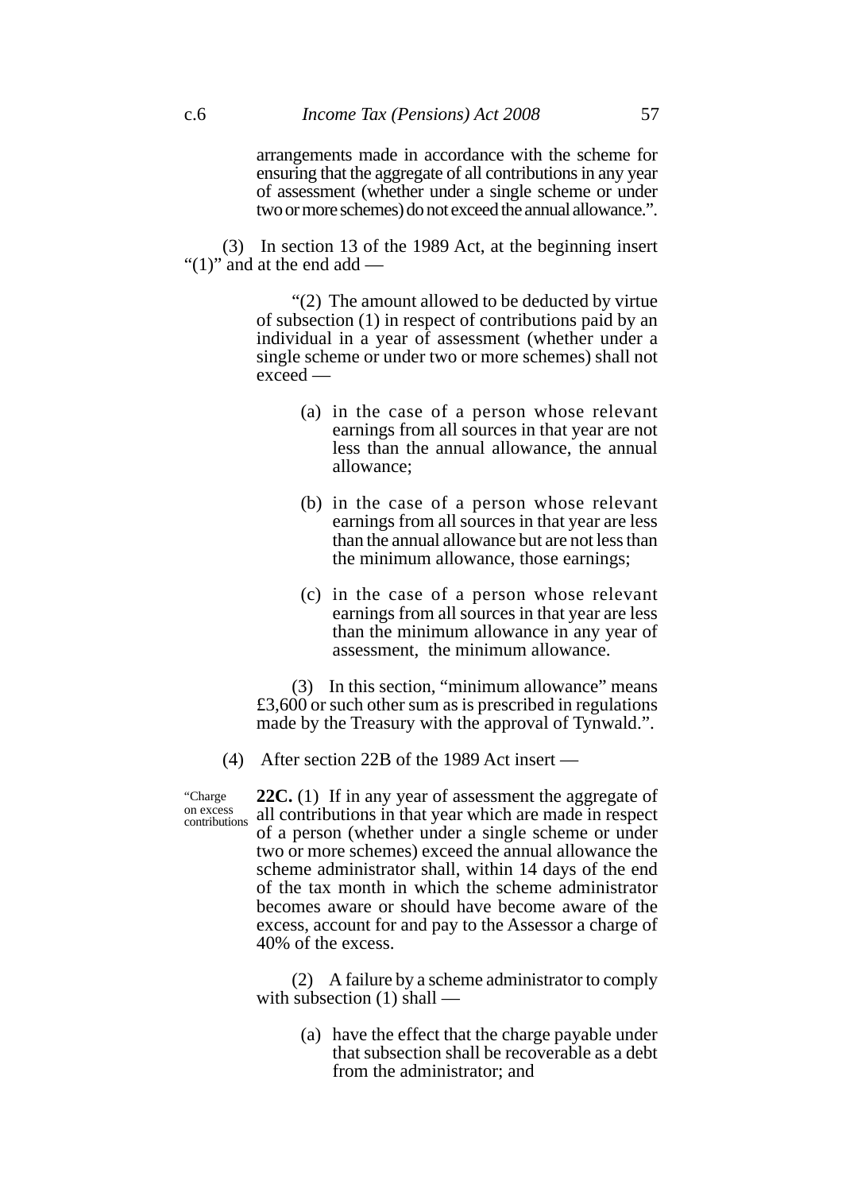arrangements made in accordance with the scheme for ensuring that the aggregate of all contributions in any year of assessment (whether under a single scheme or under two or more schemes) do not exceed the annual allowance.".

(3) In section 13 of the 1989 Act, at the beginning insert "(1)" and at the end add —

"(2) The amount allowed to be deducted by virtue of subsection (1) in respect of contributions paid by an individual in a year of assessment (whether under a single scheme or under two or more schemes) shall not exceed —

(a) in the case of a person whose relevant earnings from all sources in that year are not less than the annual allowance, the annual allowance;

(b) in the case of a person whose relevant earnings from all sources in that year are less than the annual allowance but are not less than the minimum allowance, those earnings;

(c) in the case of a person whose relevant earnings from all sources in that year are less than the minimum allowance in any year of assessment, the minimum allowance.

(3) In this section, "minimum allowance" means £3,600 or such other sum as is prescribed in regulations made by the Treasury with the approval of Tynwald.".

(4) After section 22B of the 1989 Act insert —

"Charge on excess contributions

**22C.** (1) If in any year of assessment the aggregate of all contributions in that year which are made in respect of a person (whether under a single scheme or under two or more schemes) exceed the annual allowance the scheme administrator shall, within 14 days of the end of the tax month in which the scheme administrator becomes aware or should have become aware of the excess, account for and pay to the Assessor a charge of 40% of the excess.

(2) A failure by a scheme administrator to comply with subsection (1) shall —

(a) have the effect that the charge payable under that subsection shall be recoverable as a debt from the administrator; and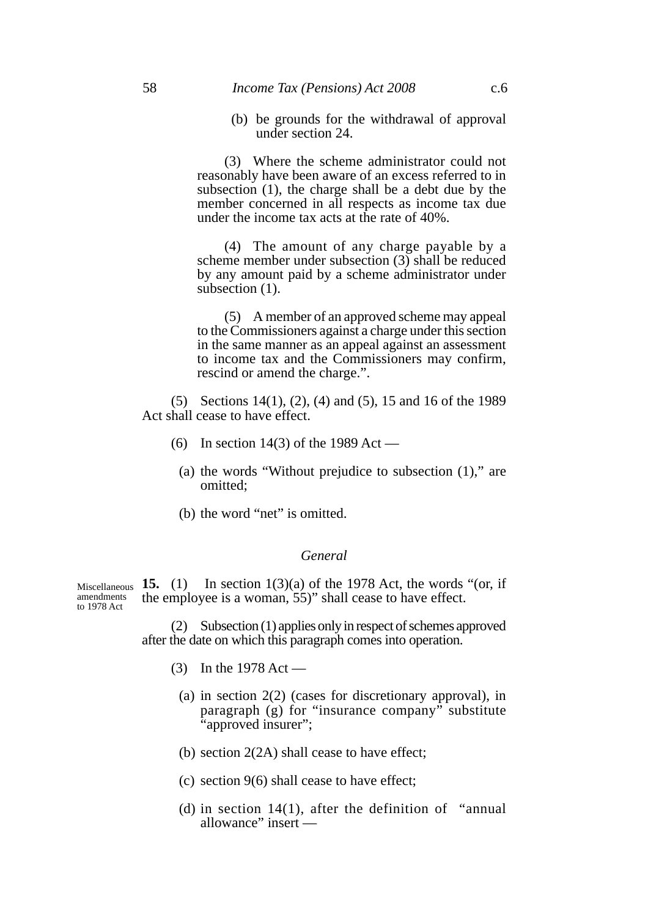(b) be grounds for the withdrawal of approval under section 24.

(3) Where the scheme administrator could not reasonably have been aware of an excess referred to in subsection (1), the charge shall be a debt due by the member concerned in all respects as income tax due under the income tax acts at the rate of 40%.

(4) The amount of any charge payable by a scheme member under subsection (3) shall be reduced by any amount paid by a scheme administrator under subsection (1).

(5) A member of an approved scheme may appeal to the Commissioners against a charge under this section in the same manner as an appeal against an assessment to income tax and the Commissioners may confirm, rescind or amend the charge.".

(5) Sections 14(1), (2), (4) and (5), 15 and 16 of the 1989 Act shall cease to have effect.

(6) In section 14(3) of the 1989 Act —

(a) the words "Without prejudice to subsection (1)," are omitted;

(b) the word "net" is omitted.

### *General*

Miscellaneous amendments to 1978 Act

**15.** (1) In section 1(3)(a) of the 1978 Act, the words "(or, if the employee is a woman, 55)" shall cease to have effect.

(2) Subsection (1) applies only in respect of schemes approved after the date on which this paragraph comes into operation.

(3) In the 1978 Act —

(a) in section 2(2) (cases for discretionary approval), in paragraph (g) for "insurance company" substitute "approved insurer";

(b) section 2(2A) shall cease to have effect;

(c) section 9(6) shall cease to have effect;

(d) in section 14(1), after the definition of "annual allowance" insert —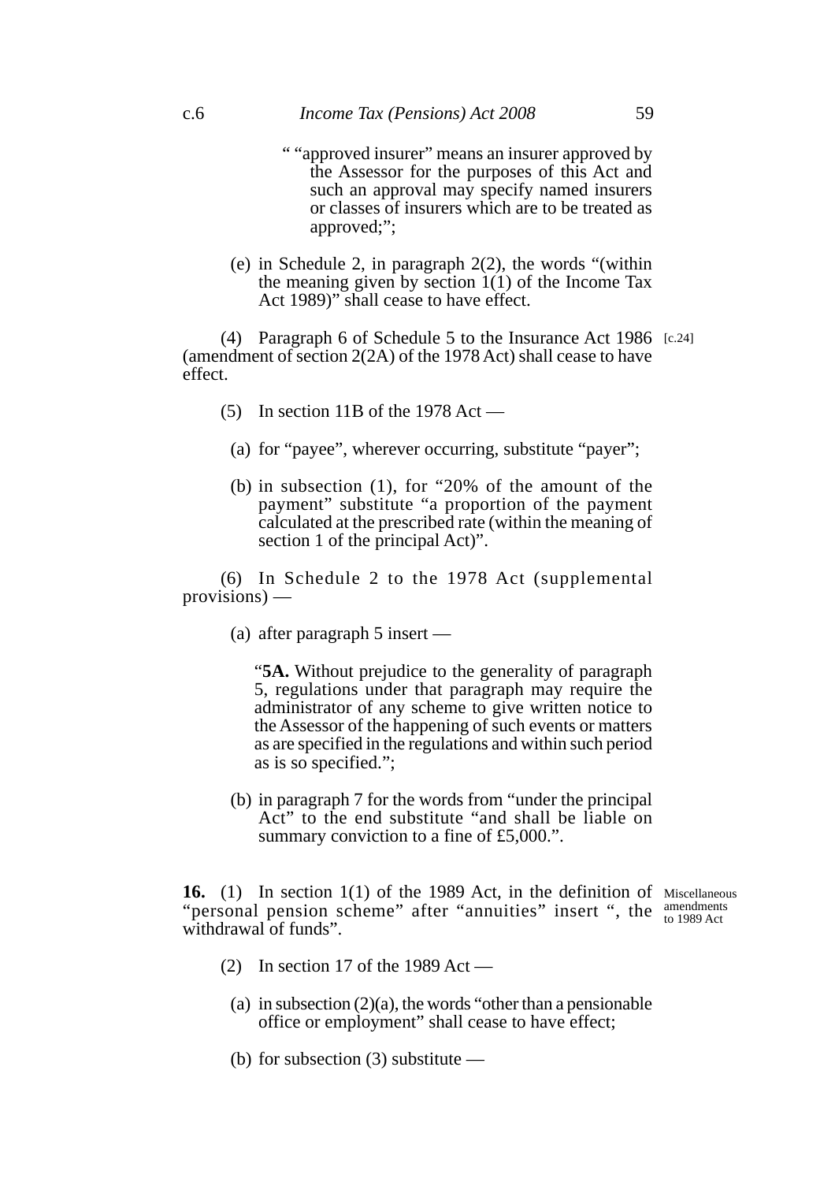" "approved insurer" means an insurer approved by the Assessor for the purposes of this Act and such an approval may specify named insurers or classes of insurers which are to be treated as approved;";

(e) in Schedule 2, in paragraph 2(2), the words "(within the meaning given by section 1(1) of the Income Tax Act 1989)" shall cease to have effect.

(4) Paragraph 6 of Schedule 5 to the Insurance Act 1986 (amendment of section 2(2A) of the 1978 Act) shall cease to have effect. [c.24]

(5) In section 11B of the 1978 Act —

(a) for "payee", wherever occurring, substitute "payer";

(b) in subsection (1), for "20% of the amount of the payment" substitute "a proportion of the payment calculated at the prescribed rate (within the meaning of section 1 of the principal Act)".

(6) In Schedule 2 to the 1978 Act (supplemental provisions) —

(a) after paragraph 5 insert —

"**5A.** Without prejudice to the generality of paragraph 5, regulations under that paragraph may require the administrator of any scheme to give written notice to the Assessor of the happening of such events or matters as are specified in the regulations and within such period as is so specified.";

(b) in paragraph 7 for the words from "under the principal Act" to the end substitute "and shall be liable on summary conviction to a fine of £5,000.".

Miscellaneous amendments to 1989 Act

**16.** (1) In section 1(1) of the 1989 Act, in the definition of "personal pension scheme" after "annuities" insert ", the withdrawal of funds".

(2) In section 17 of the 1989 Act —

(a) in subsection (2)(a), the words "other than a pensionable office or employment" shall cease to have effect;

(b) for subsection (3) substitute —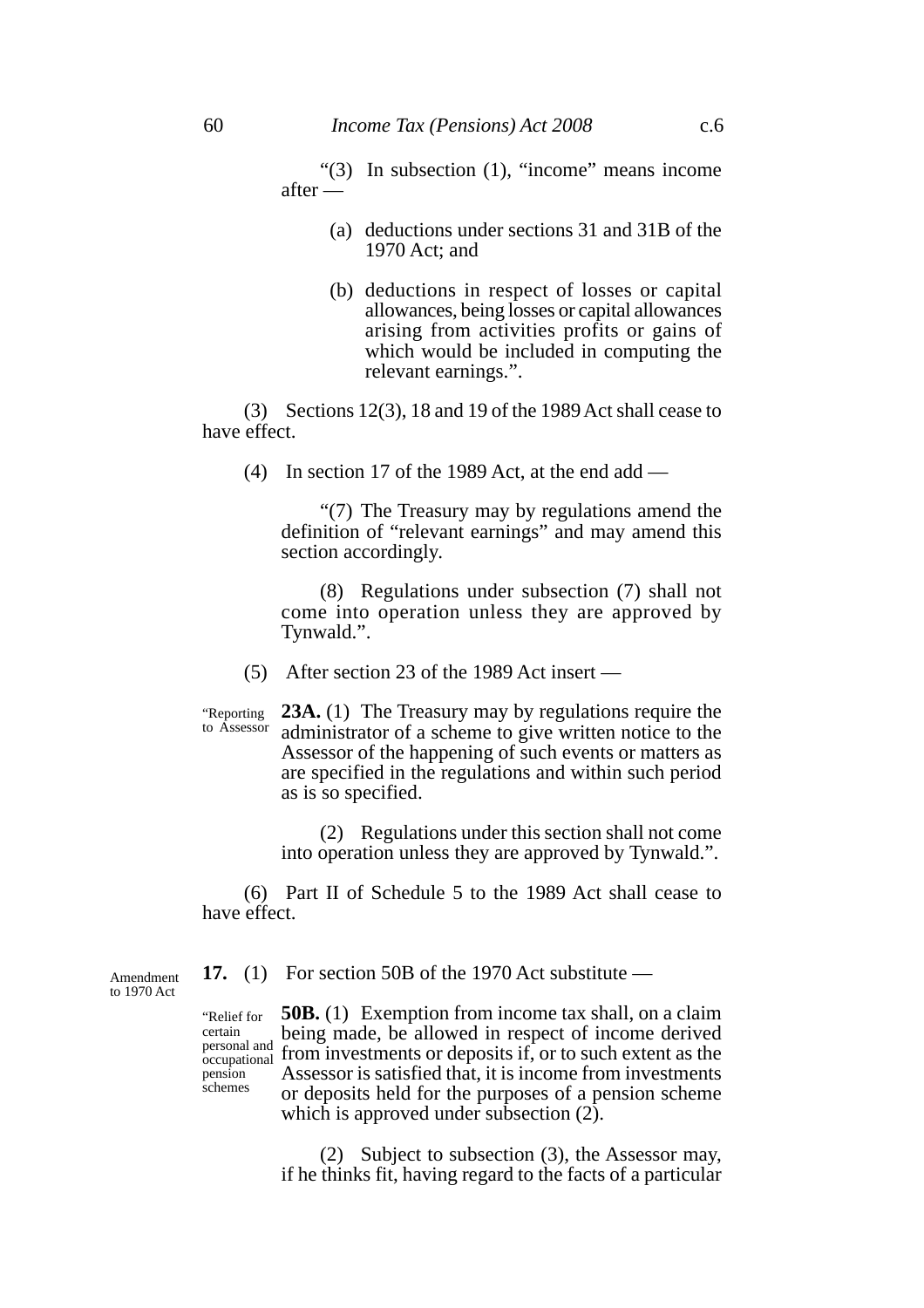"(3) In subsection (1), "income" means income after —

(a) deductions under sections 31 and 31B of the 1970 Act; and

(b) deductions in respect of losses or capital allowances, being losses or capital allowances arising from activities profits or gains of which would be included in computing the relevant earnings.".

(3) Sections 12(3), 18 and 19 of the 1989 Act shall cease to have effect.

(4) In section 17 of the 1989 Act, at the end add —

"(7) The Treasury may by regulations amend the definition of "relevant earnings" and may amend this section accordingly.

(8) Regulations under subsection (7) shall not come into operation unless they are approved by Tynwald.".

(5) After section 23 of the 1989 Act insert —

"Reporting to Assessor

**23A.** (1) The Treasury may by regulations require the administrator of a scheme to give written notice to the Assessor of the happening of such events or matters as are specified in the regulations and within such period as is so specified.

(2) Regulations under this section shall not come into operation unless they are approved by Tynwald.".

(6) Part II of Schedule 5 to the 1989 Act shall cease to have effect.

Amendment to 1970 Act

**17.** (1) For section 50B of the 1970 Act substitute —

"Relief for certain personal and occupational pension schemes

**50B.** (1) Exemption from income tax shall, on a claim being made, be allowed in respect of income derived from investments or deposits if, or to such extent as the Assessor is satisfied that, it is income from investments or deposits held for the purposes of a pension scheme which is approved under subsection (2).

(2) Subject to subsection (3), the Assessor may, if he thinks fit, having regard to the facts of a particular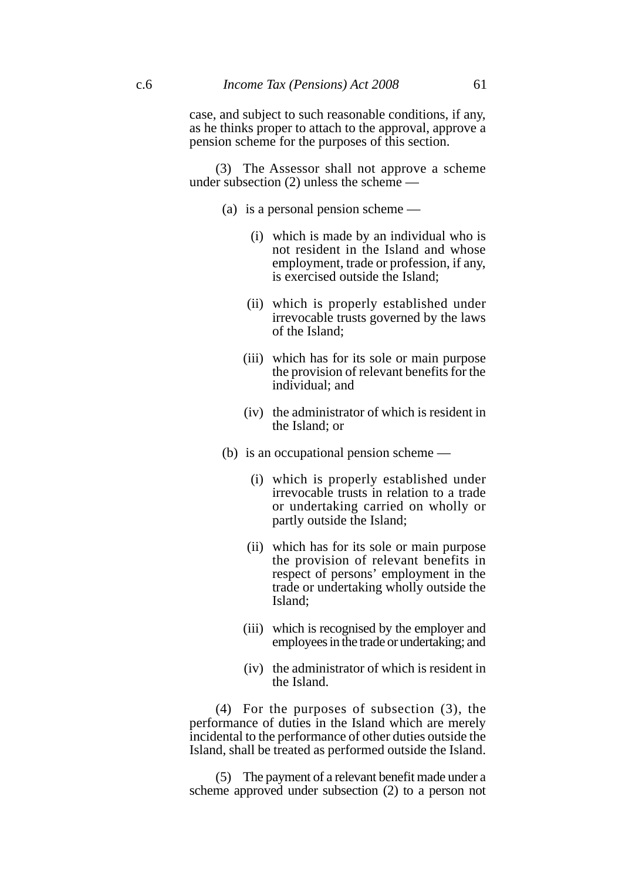case, and subject to such reasonable conditions, if any, as he thinks proper to attach to the approval, approve a pension scheme for the purposes of this section.

(3) The Assessor shall not approve a scheme under subsection (2) unless the scheme —

(a) is a personal pension scheme —

(i) which is made by an individual who is not resident in the Island and whose employment, trade or profession, if any, is exercised outside the Island;

(ii) which is properly established under irrevocable trusts governed by the laws of the Island;

(iii) which has for its sole or main purpose the provision of relevant benefits for the individual; and

(iv) the administrator of which is resident in the Island; or

(b) is an occupational pension scheme —

(i) which is properly established under irrevocable trusts in relation to a trade or undertaking carried on wholly or partly outside the Island;

(ii) which has for its sole or main purpose the provision of relevant benefits in respect of persons' employment in the trade or undertaking wholly outside the Island;

(iii) which is recognised by the employer and employees in the trade or undertaking; and

(iv) the administrator of which is resident in the Island.

(4) For the purposes of subsection (3), the performance of duties in the Island which are merely incidental to the performance of other duties outside the Island, shall be treated as performed outside the Island.

(5) The payment of a relevant benefit made under a scheme approved under subsection (2) to a person not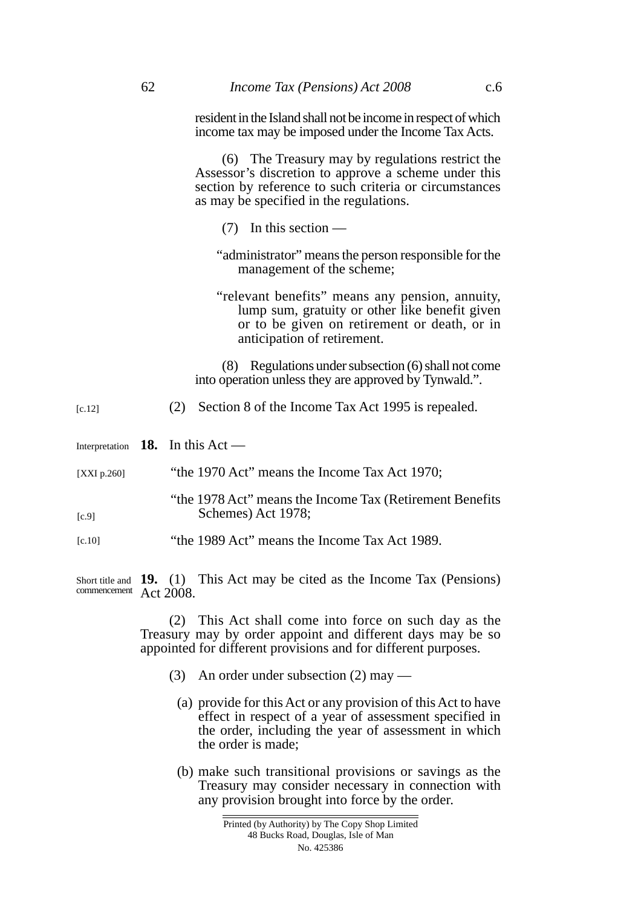resident in the Island shall not be income in respect of which income tax may be imposed under the Income Tax Acts.

(6) The Treasury may by regulations restrict the Assessor's discretion to approve a scheme under this section by reference to such criteria or circumstances as may be specified in the regulations.

(7) In this section —

"administrator" means the person responsible for the management of the scheme;

"relevant benefits" means any pension, annuity, lump sum, gratuity or other like benefit given or to be given on retirement or death, or in anticipation of retirement.

(8) Regulations under subsection (6) shall not come into operation unless they are approved by Tynwald.".

[c.12]

(2) Section 8 of the Income Tax Act 1995 is repealed.

Interpretation

**18.** In this Act —

[XXI p.260]

"the 1970 Act" means the Income Tax Act 1970;

[c.9]

"the 1978 Act" means the Income Tax (Retirement Benefits Schemes) Act 1978;

[c.10]

"the 1989 Act" means the Income Tax Act 1989.

Short title and commencement

**19.** (1) This Act may be cited as the Income Tax (Pensions) Act 2008.

(2) This Act shall come into force on such day as the Treasury may by order appoint and different days may be so appointed for different provisions and for different purposes.

(3) An order under subsection (2) may —

(a) provide for this Act or any provision of this Act to have effect in respect of a year of assessment specified in the order, including the year of assessment in which the order is made;

(b) make such transitional provisions or savings as the Treasury may consider necessary in connection with any provision brought into force by the order.

Printed (by Authority) by The Copy Shop Limited
48 Bucks Road, Douglas, Isle of Man
No. 425386